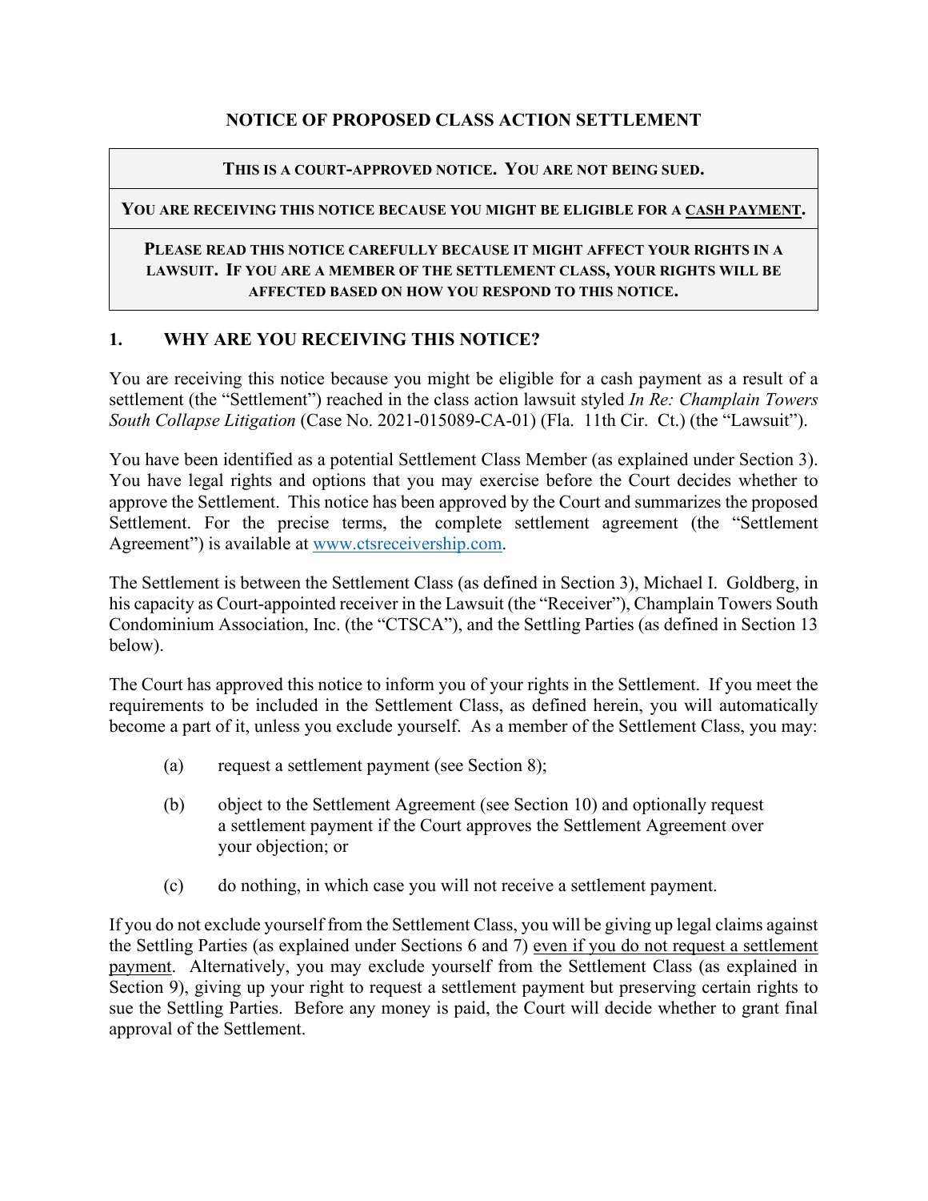# NOTICE OF PROPOSED CLASS ACTION SETTLEMENT

| **THIS IS A COURT-APPROVED NOTICE. YOU ARE NOT BEING SUED.** |
|---|
| **YOU ARE RECEIVING THIS NOTICE BECAUSE YOU MIGHT BE ELIGIBLE FOR A CASH PAYMENT.** |
| **PLEASE READ THIS NOTICE CAREFULLY BECAUSE IT MIGHT AFFECT YOUR RIGHTS IN A LAWSUIT. IF YOU ARE A MEMBER OF THE SETTLEMENT CLASS, YOUR RIGHTS WILL BE AFFECTED BASED ON HOW YOU RESPOND TO THIS NOTICE.** |

## 1. WHY ARE YOU RECEIVING THIS NOTICE?

You are receiving this notice because you might be eligible for a cash payment as a result of a settlement (the "Settlement") reached in the class action lawsuit styled *In Re: Champlain Towers South Collapse Litigation* (Case No. 2021-015089-CA-01) (Fla. 11th Cir. Ct.) (the "Lawsuit").

You have been identified as a potential Settlement Class Member (as explained under Section 3). You have legal rights and options that you may exercise before the Court decides whether to approve the Settlement. This notice has been approved by the Court and summarizes the proposed Settlement. For the precise terms, the complete settlement agreement (the "Settlement Agreement") is available at www.ctsreceivership.com.

The Settlement is between the Settlement Class (as defined in Section 3), Michael I. Goldberg, in his capacity as Court-appointed receiver in the Lawsuit (the "Receiver"), Champlain Towers South Condominium Association, Inc. (the "CTSCA"), and the Settling Parties (as defined in Section 13 below).

The Court has approved this notice to inform you of your rights in the Settlement. If you meet the requirements to be included in the Settlement Class, as defined herein, you will automatically become a part of it, unless you exclude yourself. As a member of the Settlement Class, you may:

(a) request a settlement payment (see Section 8);

(b) object to the Settlement Agreement (see Section 10) and optionally request a settlement payment if the Court approves the Settlement Agreement over your objection; or

(c) do nothing, in which case you will not receive a settlement payment.

If you do not exclude yourself from the Settlement Class, you will be giving up legal claims against the Settling Parties (as explained under Sections 6 and 7) even if you do not request a settlement payment. Alternatively, you may exclude yourself from the Settlement Class (as explained in Section 9), giving up your right to request a settlement payment but preserving certain rights to sue the Settling Parties. Before any money is paid, the Court will decide whether to grant final approval of the Settlement.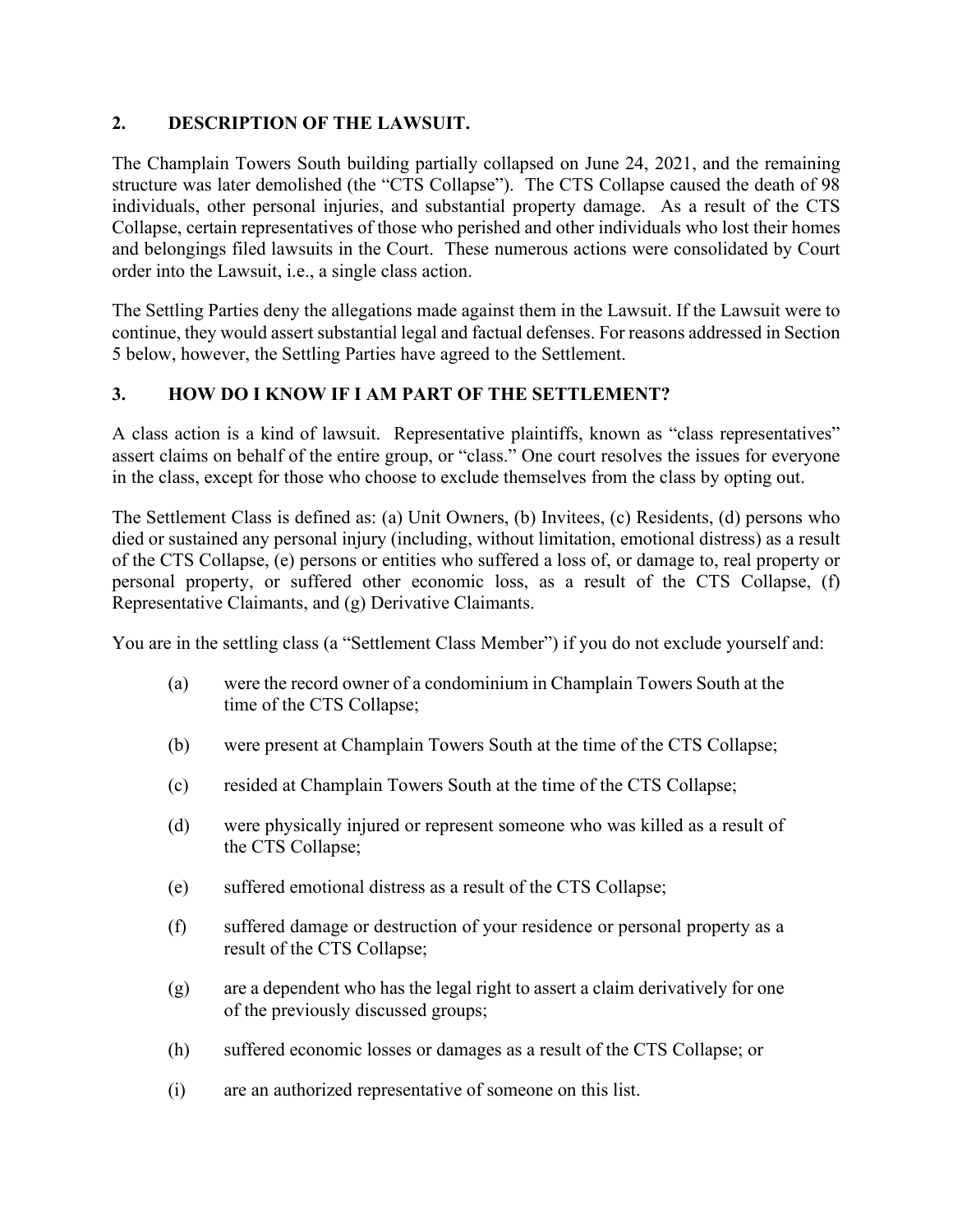## 2. DESCRIPTION OF THE LAWSUIT.

The Champlain Towers South building partially collapsed on June 24, 2021, and the remaining structure was later demolished (the "CTS Collapse"). The CTS Collapse caused the death of 98 individuals, other personal injuries, and substantial property damage. As a result of the CTS Collapse, certain representatives of those who perished and other individuals who lost their homes and belongings filed lawsuits in the Court. These numerous actions were consolidated by Court order into the Lawsuit, i.e., a single class action.

The Settling Parties deny the allegations made against them in the Lawsuit. If the Lawsuit were to continue, they would assert substantial legal and factual defenses. For reasons addressed in Section 5 below, however, the Settling Parties have agreed to the Settlement.

## 3. HOW DO I KNOW IF I AM PART OF THE SETTLEMENT?

A class action is a kind of lawsuit. Representative plaintiffs, known as "class representatives" assert claims on behalf of the entire group, or "class." One court resolves the issues for everyone in the class, except for those who choose to exclude themselves from the class by opting out.

The Settlement Class is defined as: (a) Unit Owners, (b) Invitees, (c) Residents, (d) persons who died or sustained any personal injury (including, without limitation, emotional distress) as a result of the CTS Collapse, (e) persons or entities who suffered a loss of, or damage to, real property or personal property, or suffered other economic loss, as a result of the CTS Collapse, (f) Representative Claimants, and (g) Derivative Claimants.

You are in the settling class (a "Settlement Class Member") if you do not exclude yourself and:

(a) were the record owner of a condominium in Champlain Towers South at the time of the CTS Collapse;

(b) were present at Champlain Towers South at the time of the CTS Collapse;

(c) resided at Champlain Towers South at the time of the CTS Collapse;

(d) were physically injured or represent someone who was killed as a result of the CTS Collapse;

(e) suffered emotional distress as a result of the CTS Collapse;

(f) suffered damage or destruction of your residence or personal property as a result of the CTS Collapse;

(g) are a dependent who has the legal right to assert a claim derivatively for one of the previously discussed groups;

(h) suffered economic losses or damages as a result of the CTS Collapse; or

(i) are an authorized representative of someone on this list.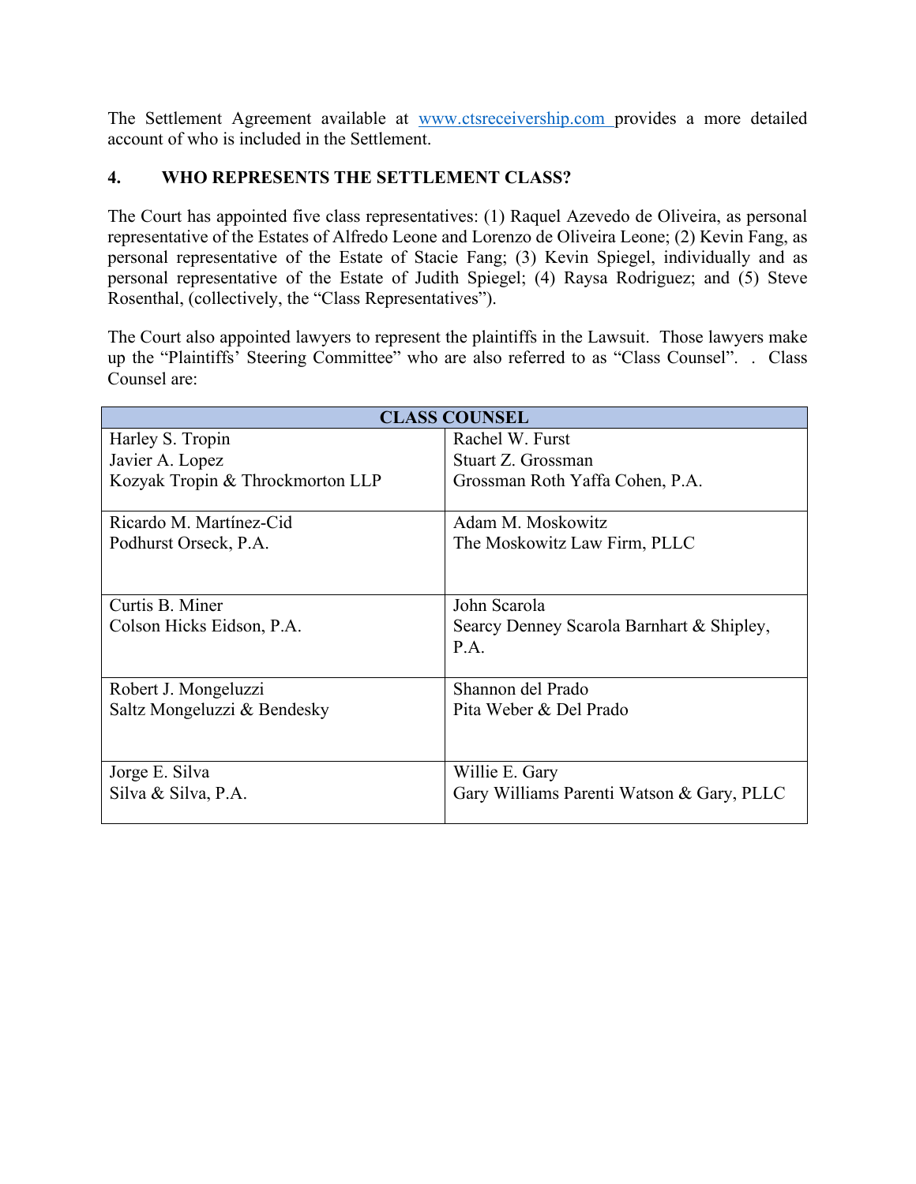The Settlement Agreement available at [www.ctsreceivership.com](www.ctsreceivership.com) provides a more detailed account of who is included in the Settlement.

## 4. WHO REPRESENTS THE SETTLEMENT CLASS?

The Court has appointed five class representatives: (1) Raquel Azevedo de Oliveira, as personal representative of the Estates of Alfredo Leone and Lorenzo de Oliveira Leone; (2) Kevin Fang, as personal representative of the Estate of Stacie Fang; (3) Kevin Spiegel, individually and as personal representative of the Estate of Judith Spiegel; (4) Raysa Rodriguez; and (5) Steve Rosenthal, (collectively, the "Class Representatives").

The Court also appointed lawyers to represent the plaintiffs in the Lawsuit. Those lawyers make up the "Plaintiffs' Steering Committee" who are also referred to as "Class Counsel". . Class Counsel are:

| **CLASS COUNSEL** | |
|---|---|
| Harley S. Tropin<br>Javier A. Lopez<br>Kozyak Tropin & Throckmorton LLP | Rachel W. Furst<br>Stuart Z. Grossman<br>Grossman Roth Yaffa Cohen, P.A. |
| Ricardo M. Martínez-Cid<br>Podhurst Orseck, P.A. | Adam M. Moskowitz<br>The Moskowitz Law Firm, PLLC |
| Curtis B. Miner<br>Colson Hicks Eidson, P.A. | John Scarola<br>Searcy Denney Scarola Barnhart & Shipley, P.A. |
| Robert J. Mongeluzzi<br>Saltz Mongeluzzi & Bendesky | Shannon del Prado<br>Pita Weber & Del Prado |
| Jorge E. Silva<br>Silva & Silva, P.A. | Willie E. Gary<br>Gary Williams Parenti Watson & Gary, PLLC |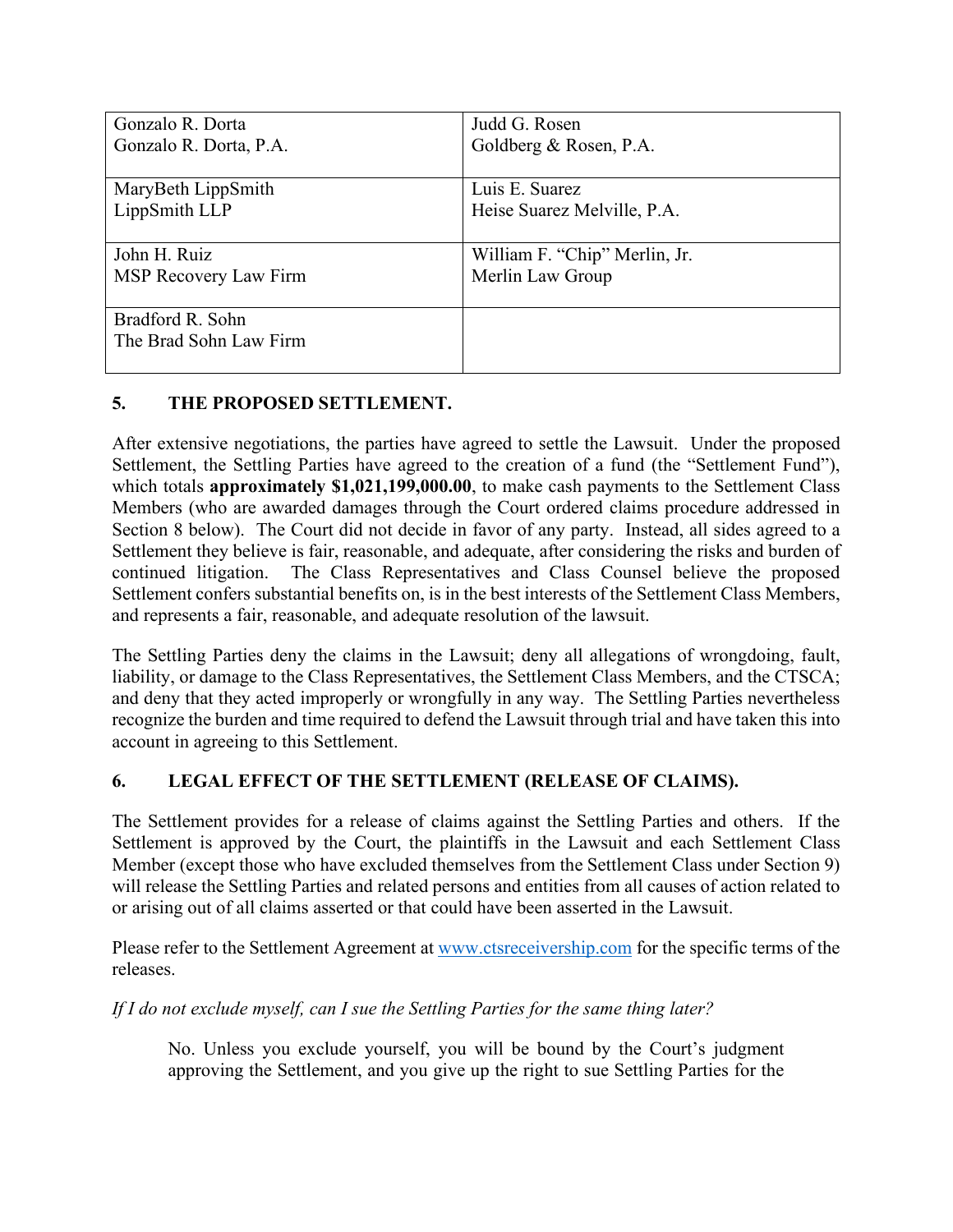| | |
|---|---|
| Gonzalo R. Dorta<br>Gonzalo R. Dorta, P.A. | Judd G. Rosen<br>Goldberg & Rosen, P.A. |
| MaryBeth LippSmith<br>LippSmith LLP | Luis E. Suarez<br>Heise Suarez Melville, P.A. |
| John H. Ruiz<br>MSP Recovery Law Firm | William F. "Chip" Merlin, Jr.<br>Merlin Law Group |
| Bradford R. Sohn<br>The Brad Sohn Law Firm | |

## 5. THE PROPOSED SETTLEMENT.

After extensive negotiations, the parties have agreed to settle the Lawsuit. Under the proposed Settlement, the Settling Parties have agreed to the creation of a fund (the "Settlement Fund"), which totals **approximately $1,021,199,000.00**, to make cash payments to the Settlement Class Members (who are awarded damages through the Court ordered claims procedure addressed in Section 8 below). The Court did not decide in favor of any party. Instead, all sides agreed to a Settlement they believe is fair, reasonable, and adequate, after considering the risks and burden of continued litigation. The Class Representatives and Class Counsel believe the proposed Settlement confers substantial benefits on, is in the best interests of the Settlement Class Members, and represents a fair, reasonable, and adequate resolution of the lawsuit.

The Settling Parties deny the claims in the Lawsuit; deny all allegations of wrongdoing, fault, liability, or damage to the Class Representatives, the Settlement Class Members, and the CTSCA; and deny that they acted improperly or wrongfully in any way. The Settling Parties nevertheless recognize the burden and time required to defend the Lawsuit through trial and have taken this into account in agreeing to this Settlement.

## 6. LEGAL EFFECT OF THE SETTLEMENT (RELEASE OF CLAIMS).

The Settlement provides for a release of claims against the Settling Parties and others. If the Settlement is approved by the Court, the plaintiffs in the Lawsuit and each Settlement Class Member (except those who have excluded themselves from the Settlement Class under Section 9) will release the Settling Parties and related persons and entities from all causes of action related to or arising out of all claims asserted or that could have been asserted in the Lawsuit.

Please refer to the Settlement Agreement at www.ctsreceivership.com for the specific terms of the releases.

*If I do not exclude myself, can I sue the Settling Parties for the same thing later?*

> No. Unless you exclude yourself, you will be bound by the Court's judgment approving the Settlement, and you give up the right to sue Settling Parties for the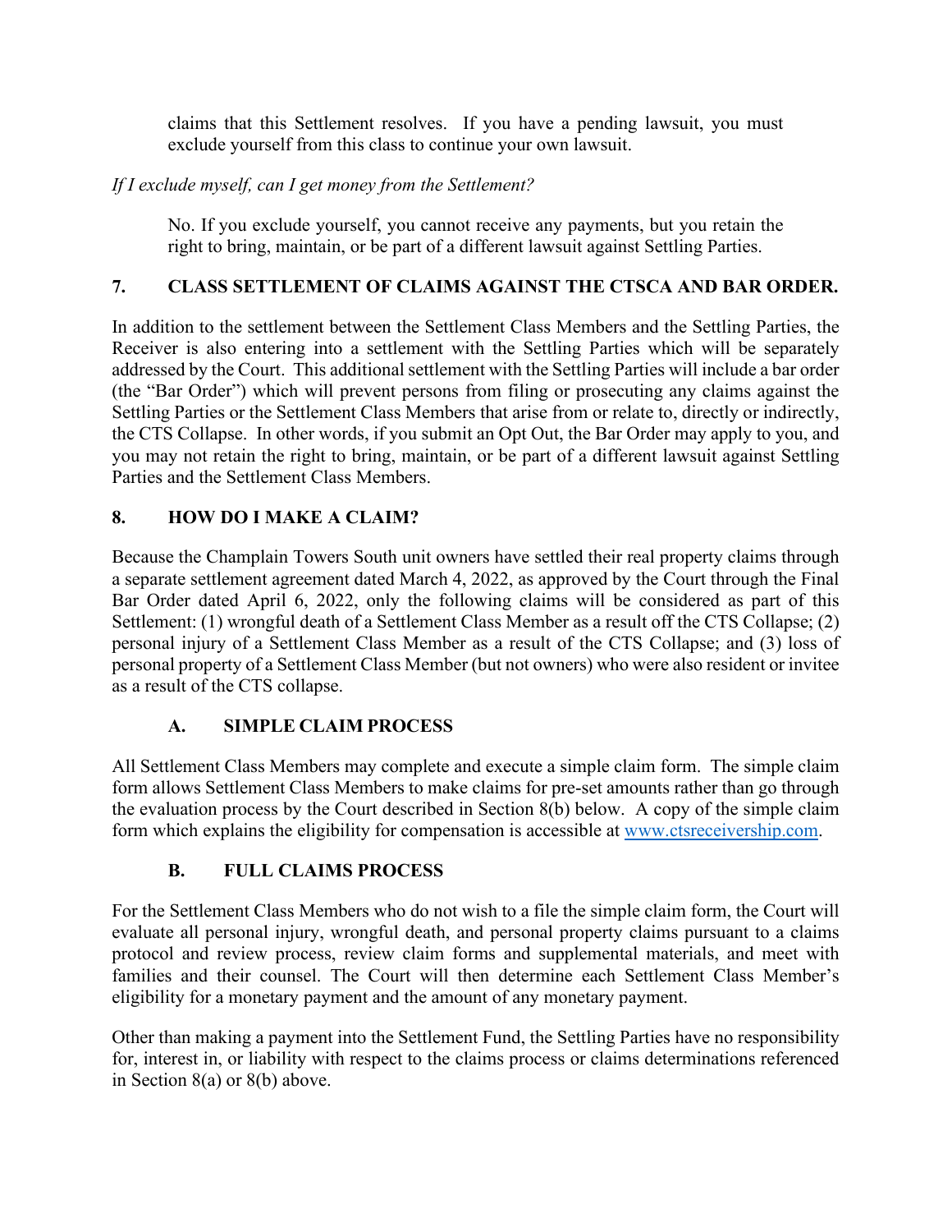claims that this Settlement resolves. If you have a pending lawsuit, you must exclude yourself from this class to continue your own lawsuit.

*If I exclude myself, can I get money from the Settlement?*

No. If you exclude yourself, you cannot receive any payments, but you retain the right to bring, maintain, or be part of a different lawsuit against Settling Parties.

## 7. CLASS SETTLEMENT OF CLAIMS AGAINST THE CTSCA AND BAR ORDER.

In addition to the settlement between the Settlement Class Members and the Settling Parties, the Receiver is also entering into a settlement with the Settling Parties which will be separately addressed by the Court. This additional settlement with the Settling Parties will include a bar order (the "Bar Order") which will prevent persons from filing or prosecuting any claims against the Settling Parties or the Settlement Class Members that arise from or relate to, directly or indirectly, the CTS Collapse. In other words, if you submit an Opt Out, the Bar Order may apply to you, and you may not retain the right to bring, maintain, or be part of a different lawsuit against Settling Parties and the Settlement Class Members.

## 8. HOW DO I MAKE A CLAIM?

Because the Champlain Towers South unit owners have settled their real property claims through a separate settlement agreement dated March 4, 2022, as approved by the Court through the Final Bar Order dated April 6, 2022, only the following claims will be considered as part of this Settlement: (1) wrongful death of a Settlement Class Member as a result off the CTS Collapse; (2) personal injury of a Settlement Class Member as a result of the CTS Collapse; and (3) loss of personal property of a Settlement Class Member (but not owners) who were also resident or invitee as a result of the CTS collapse.

### A. SIMPLE CLAIM PROCESS

All Settlement Class Members may complete and execute a simple claim form. The simple claim form allows Settlement Class Members to make claims for pre-set amounts rather than go through the evaluation process by the Court described in Section 8(b) below. A copy of the simple claim form which explains the eligibility for compensation is accessible at www.ctsreceivership.com.

### B. FULL CLAIMS PROCESS

For the Settlement Class Members who do not wish to a file the simple claim form, the Court will evaluate all personal injury, wrongful death, and personal property claims pursuant to a claims protocol and review process, review claim forms and supplemental materials, and meet with families and their counsel. The Court will then determine each Settlement Class Member's eligibility for a monetary payment and the amount of any monetary payment.

Other than making a payment into the Settlement Fund, the Settling Parties have no responsibility for, interest in, or liability with respect to the claims process or claims determinations referenced in Section 8(a) or 8(b) above.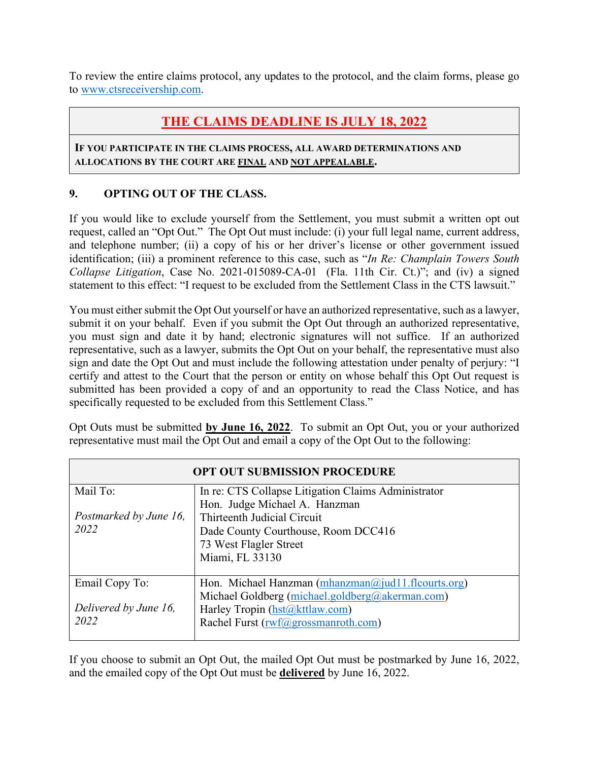To review the entire claims protocol, any updates to the protocol, and the claim forms, please go to www.ctsreceivership.com.

| **THE CLAIMS DEADLINE IS JULY 18, 2022** |
|---|
| **IF YOU PARTICIPATE IN THE CLAIMS PROCESS, ALL AWARD DETERMINATIONS AND ALLOCATIONS BY THE COURT ARE FINAL AND NOT APPEALABLE.** |

## 9. OPTING OUT OF THE CLASS.

If you would like to exclude yourself from the Settlement, you must submit a written opt out request, called an "Opt Out." The Opt Out must include: (i) your full legal name, current address, and telephone number; (ii) a copy of his or her driver's license or other government issued identification; (iii) a prominent reference to this case, such as "*In Re: Champlain Towers South Collapse Litigation*, Case No. 2021-015089-CA-01 (Fla. 11th Cir. Ct.)"; and (iv) a signed statement to this effect: "I request to be excluded from the Settlement Class in the CTS lawsuit."

You must either submit the Opt Out yourself or have an authorized representative, such as a lawyer, submit it on your behalf. Even if you submit the Opt Out through an authorized representative, you must sign and date it by hand; electronic signatures will not suffice. If an authorized representative, such as a lawyer, submits the Opt Out on your behalf, the representative must also sign and date the Opt Out and must include the following attestation under penalty of perjury: "I certify and attest to the Court that the person or entity on whose behalf this Opt Out request is submitted has been provided a copy of and an opportunity to read the Class Notice, and has specifically requested to be excluded from this Settlement Class."

Opt Outs must be submitted **by June 16, 2022**. To submit an Opt Out, you or your authorized representative must mail the Opt Out and email a copy of the Opt Out to the following:

| **OPT OUT SUBMISSION PROCEDURE** | |
|---|---|
| Mail To:<br><br>*Postmarked by June 16, 2022* | In re: CTS Collapse Litigation Claims Administrator<br>Hon. Judge Michael A. Hanzman<br>Thirteenth Judicial Circuit<br>Dade County Courthouse, Room DCC416<br>73 West Flagler Street<br>Miami, FL 33130 |
| Email Copy To:<br><br>*Delivered by June 16, 2022* | Hon. Michael Hanzman (mhanzman@jud11.flcourts.org)<br>Michael Goldberg (michael.goldberg@akerman.com)<br>Harley Tropin (hst@kttlaw.com)<br>Rachel Furst (rwf@grossmanroth.com) |

If you choose to submit an Opt Out, the mailed Opt Out must be postmarked by June 16, 2022, and the emailed copy of the Opt Out must be **delivered** by June 16, 2022.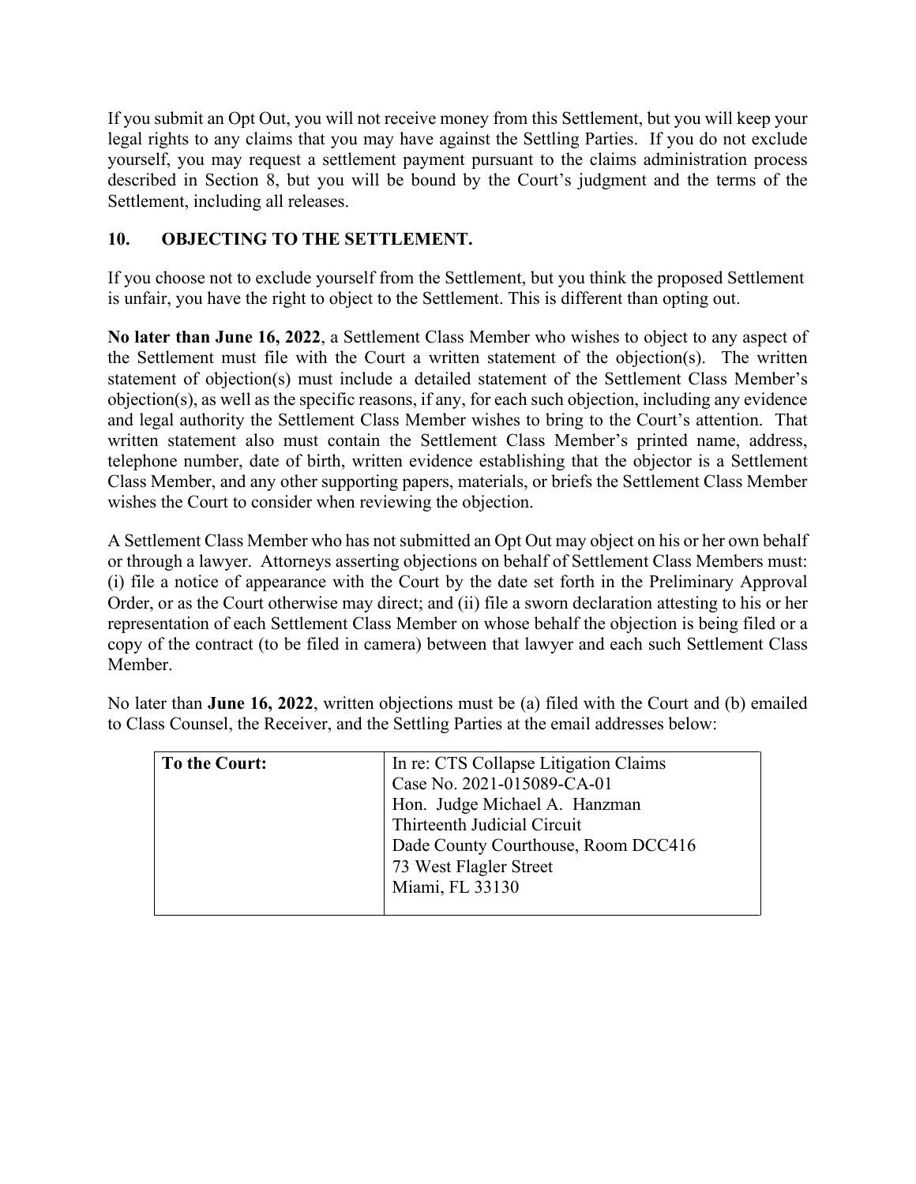If you submit an Opt Out, you will not receive money from this Settlement, but you will keep your legal rights to any claims that you may have against the Settling Parties. If you do not exclude yourself, you may request a settlement payment pursuant to the claims administration process described in Section 8, but you will be bound by the Court's judgment and the terms of the Settlement, including all releases.

## 10. OBJECTING TO THE SETTLEMENT.

If you choose not to exclude yourself from the Settlement, but you think the proposed Settlement is unfair, you have the right to object to the Settlement. This is different than opting out.

**No later than June 16, 2022**, a Settlement Class Member who wishes to object to any aspect of the Settlement must file with the Court a written statement of the objection(s). The written statement of objection(s) must include a detailed statement of the Settlement Class Member's objection(s), as well as the specific reasons, if any, for each such objection, including any evidence and legal authority the Settlement Class Member wishes to bring to the Court's attention. That written statement also must contain the Settlement Class Member's printed name, address, telephone number, date of birth, written evidence establishing that the objector is a Settlement Class Member, and any other supporting papers, materials, or briefs the Settlement Class Member wishes the Court to consider when reviewing the objection.

A Settlement Class Member who has not submitted an Opt Out may object on his or her own behalf or through a lawyer. Attorneys asserting objections on behalf of Settlement Class Members must: (i) file a notice of appearance with the Court by the date set forth in the Preliminary Approval Order, or as the Court otherwise may direct; and (ii) file a sworn declaration attesting to his or her representation of each Settlement Class Member on whose behalf the objection is being filed or a copy of the contract (to be filed in camera) between that lawyer and each such Settlement Class Member.

No later than **June 16, 2022**, written objections must be (a) filed with the Court and (b) emailed to Class Counsel, the Receiver, and the Settling Parties at the email addresses below:

| **To the Court:** | In re: CTS Collapse Litigation Claims<br>Case No. 2021-015089-CA-01<br>Hon. Judge Michael A. Hanzman<br>Thirteenth Judicial Circuit<br>Dade County Courthouse, Room DCC416<br>73 West Flagler Street<br>Miami, FL 33130 |
|---|---|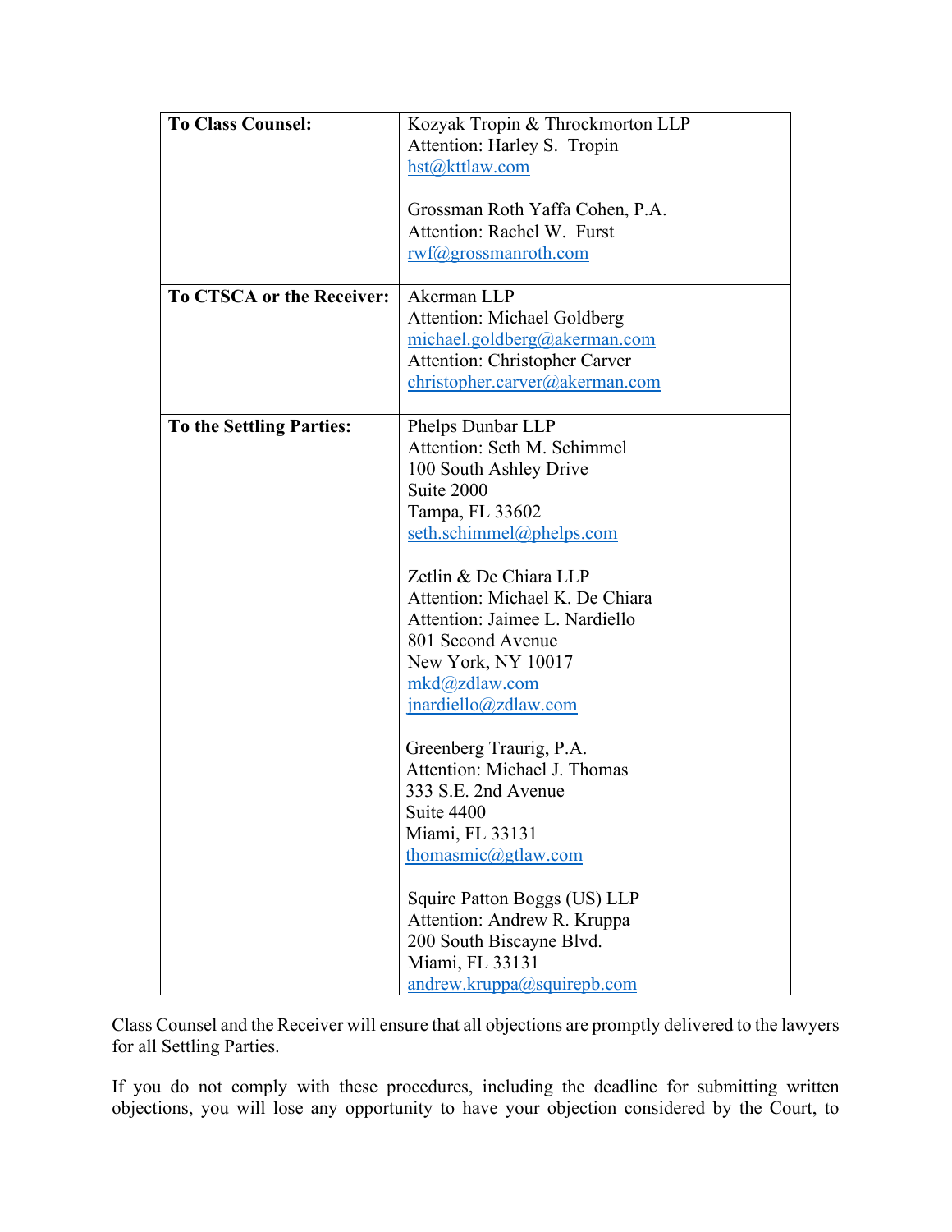| To Class Counsel: | Kozyak Tropin & Throckmorton LLP<br>Attention: Harley S. Tropin<br>hst@kttlaw.com<br><br>Grossman Roth Yaffa Cohen, P.A.<br>Attention: Rachel W. Furst<br>rwf@grossmanroth.com |
|---|---|
| **To CTSCA or the Receiver:** | Akerman LLP<br>Attention: Michael Goldberg<br>michael.goldberg@akerman.com<br>Attention: Christopher Carver<br>christopher.carver@akerman.com |
| **To the Settling Parties:** | Phelps Dunbar LLP<br>Attention: Seth M. Schimmel<br>100 South Ashley Drive<br>Suite 2000<br>Tampa, FL 33602<br>seth.schimmel@phelps.com<br><br>Zetlin & De Chiara LLP<br>Attention: Michael K. De Chiara<br>Attention: Jaimee L. Nardiello<br>801 Second Avenue<br>New York, NY 10017<br>mkd@zdlaw.com<br>jnardiello@zdlaw.com<br><br>Greenberg Traurig, P.A.<br>Attention: Michael J. Thomas<br>333 S.E. 2nd Avenue<br>Suite 4400<br>Miami, FL 33131<br>thomasmic@gtlaw.com<br><br>Squire Patton Boggs (US) LLP<br>Attention: Andrew R. Kruppa<br>200 South Biscayne Blvd.<br>Miami, FL 33131<br>andrew.kruppa@squirepb.com |

Class Counsel and the Receiver will ensure that all objections are promptly delivered to the lawyers for all Settling Parties.

If you do not comply with these procedures, including the deadline for submitting written objections, you will lose any opportunity to have your objection considered by the Court, to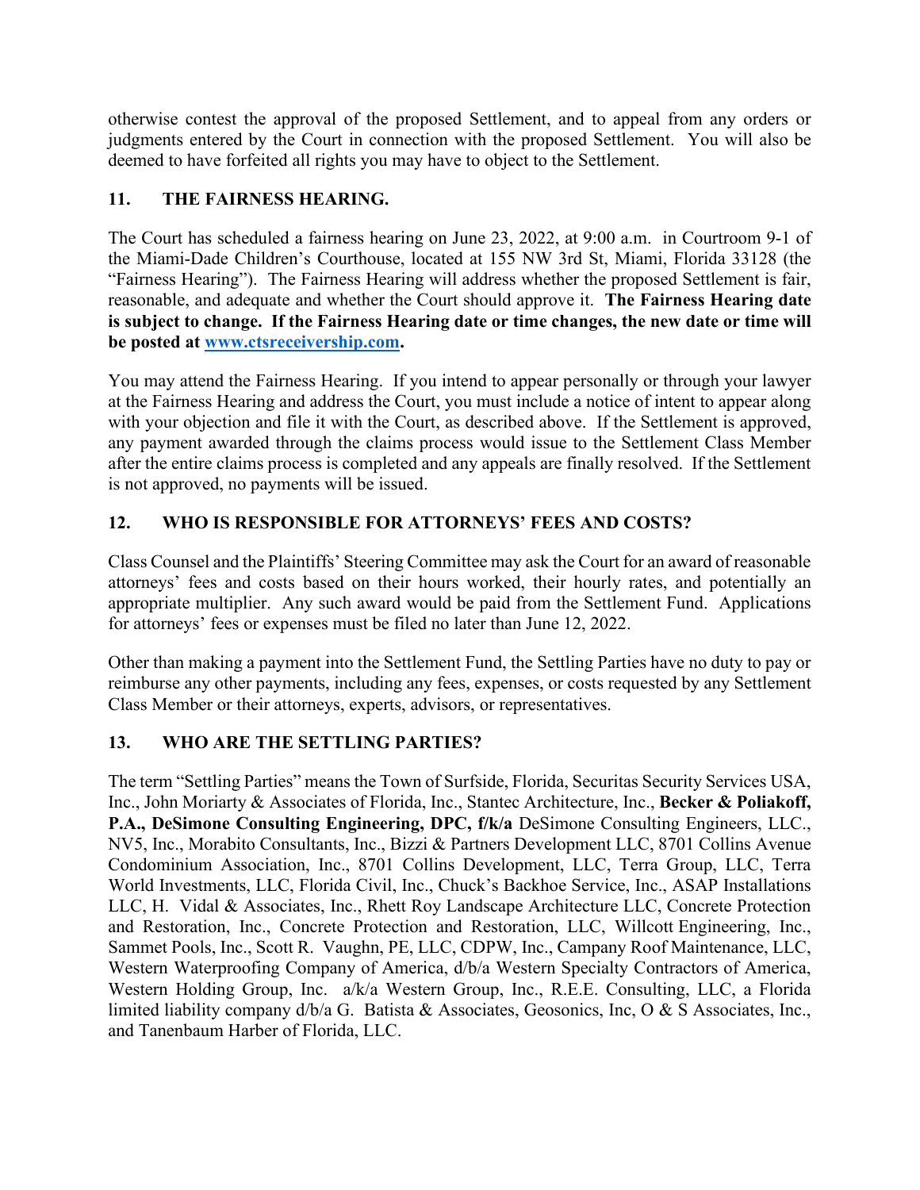otherwise contest the approval of the proposed Settlement, and to appeal from any orders or judgments entered by the Court in connection with the proposed Settlement. You will also be deemed to have forfeited all rights you may have to object to the Settlement.

## 11. THE FAIRNESS HEARING.

The Court has scheduled a fairness hearing on June 23, 2022, at 9:00 a.m. in Courtroom 9-1 of the Miami-Dade Children's Courthouse, located at 155 NW 3rd St, Miami, Florida 33128 (the "Fairness Hearing"). The Fairness Hearing will address whether the proposed Settlement is fair, reasonable, and adequate and whether the Court should approve it. **The Fairness Hearing date is subject to change. If the Fairness Hearing date or time changes, the new date or time will be posted at [www.ctsreceivership.com](www.ctsreceivership.com).**

You may attend the Fairness Hearing. If you intend to appear personally or through your lawyer at the Fairness Hearing and address the Court, you must include a notice of intent to appear along with your objection and file it with the Court, as described above. If the Settlement is approved, any payment awarded through the claims process would issue to the Settlement Class Member after the entire claims process is completed and any appeals are finally resolved. If the Settlement is not approved, no payments will be issued.

## 12. WHO IS RESPONSIBLE FOR ATTORNEYS' FEES AND COSTS?

Class Counsel and the Plaintiffs' Steering Committee may ask the Court for an award of reasonable attorneys' fees and costs based on their hours worked, their hourly rates, and potentially an appropriate multiplier. Any such award would be paid from the Settlement Fund. Applications for attorneys' fees or expenses must be filed no later than June 12, 2022.

Other than making a payment into the Settlement Fund, the Settling Parties have no duty to pay or reimburse any other payments, including any fees, expenses, or costs requested by any Settlement Class Member or their attorneys, experts, advisors, or representatives.

## 13. WHO ARE THE SETTLING PARTIES?

The term "Settling Parties" means the Town of Surfside, Florida, Securitas Security Services USA, Inc., John Moriarty & Associates of Florida, Inc., Stantec Architecture, Inc., **Becker & Poliakoff, P.A., DeSimone Consulting Engineering, DPC, f/k/a** DeSimone Consulting Engineers, LLC., NV5, Inc., Morabito Consultants, Inc., Bizzi & Partners Development LLC, 8701 Collins Avenue Condominium Association, Inc., 8701 Collins Development, LLC, Terra Group, LLC, Terra World Investments, LLC, Florida Civil, Inc., Chuck's Backhoe Service, Inc., ASAP Installations LLC, H. Vidal & Associates, Inc., Rhett Roy Landscape Architecture LLC, Concrete Protection and Restoration, Inc., Concrete Protection and Restoration, LLC, Willcott Engineering, Inc., Sammet Pools, Inc., Scott R. Vaughn, PE, LLC, CDPW, Inc., Campany Roof Maintenance, LLC, Western Waterproofing Company of America, d/b/a Western Specialty Contractors of America, Western Holding Group, Inc. a/k/a Western Group, Inc., R.E.E. Consulting, LLC, a Florida limited liability company d/b/a G. Batista & Associates, Geosonics, Inc, O & S Associates, Inc., and Tanenbaum Harber of Florida, LLC.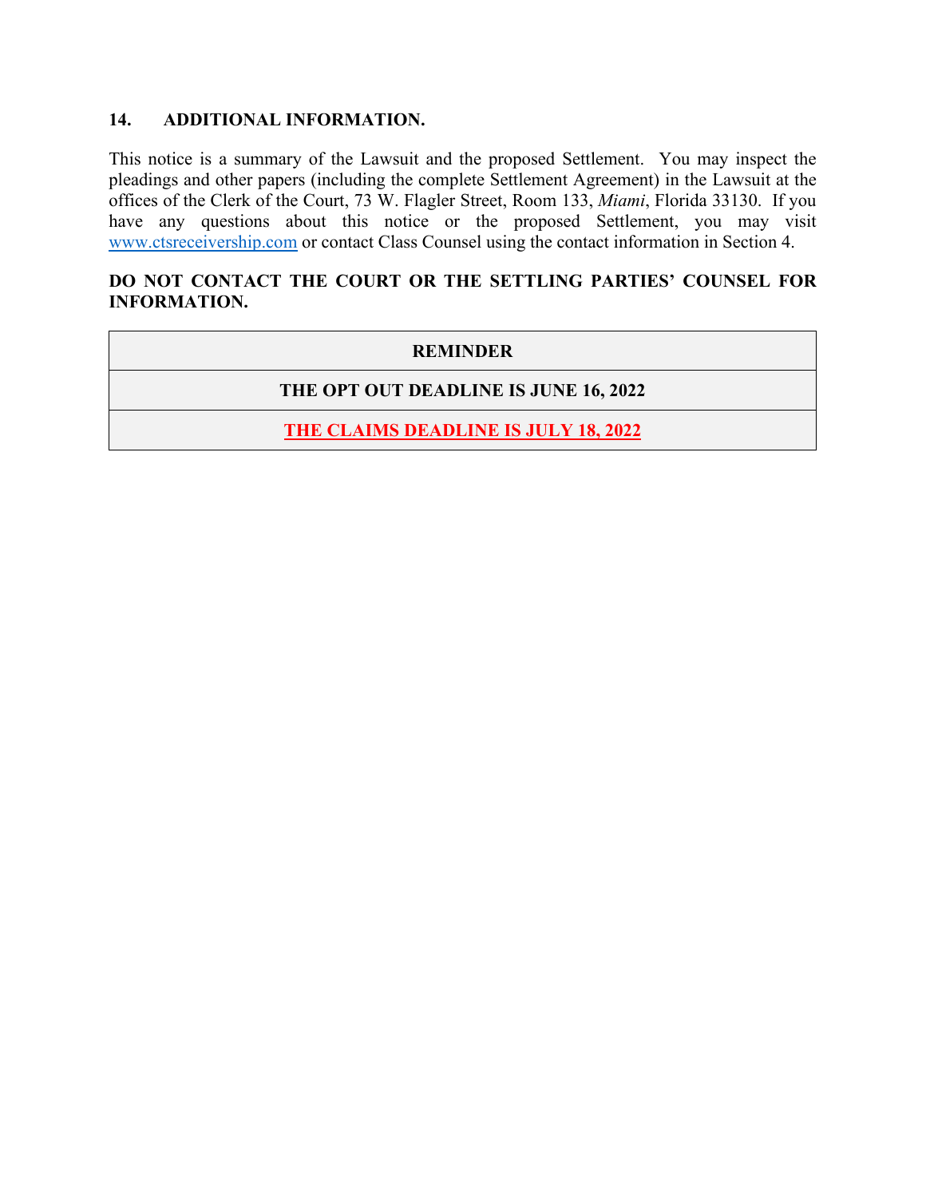## 14. ADDITIONAL INFORMATION.

This notice is a summary of the Lawsuit and the proposed Settlement. You may inspect the pleadings and other papers (including the complete Settlement Agreement) in the Lawsuit at the offices of the Clerk of the Court, 73 W. Flagler Street, Room 133, *Miami*, Florida 33130. If you have any questions about this notice or the proposed Settlement, you may visit www.ctsreceivership.com or contact Class Counsel using the contact information in Section 4.

**DO NOT CONTACT THE COURT OR THE SETTLING PARTIES' COUNSEL FOR INFORMATION.**

| **REMINDER** |
|---|
| **THE OPT OUT DEADLINE IS JUNE 16, 2022** |
| **THE CLAIMS DEADLINE IS JULY 18, 2022** |